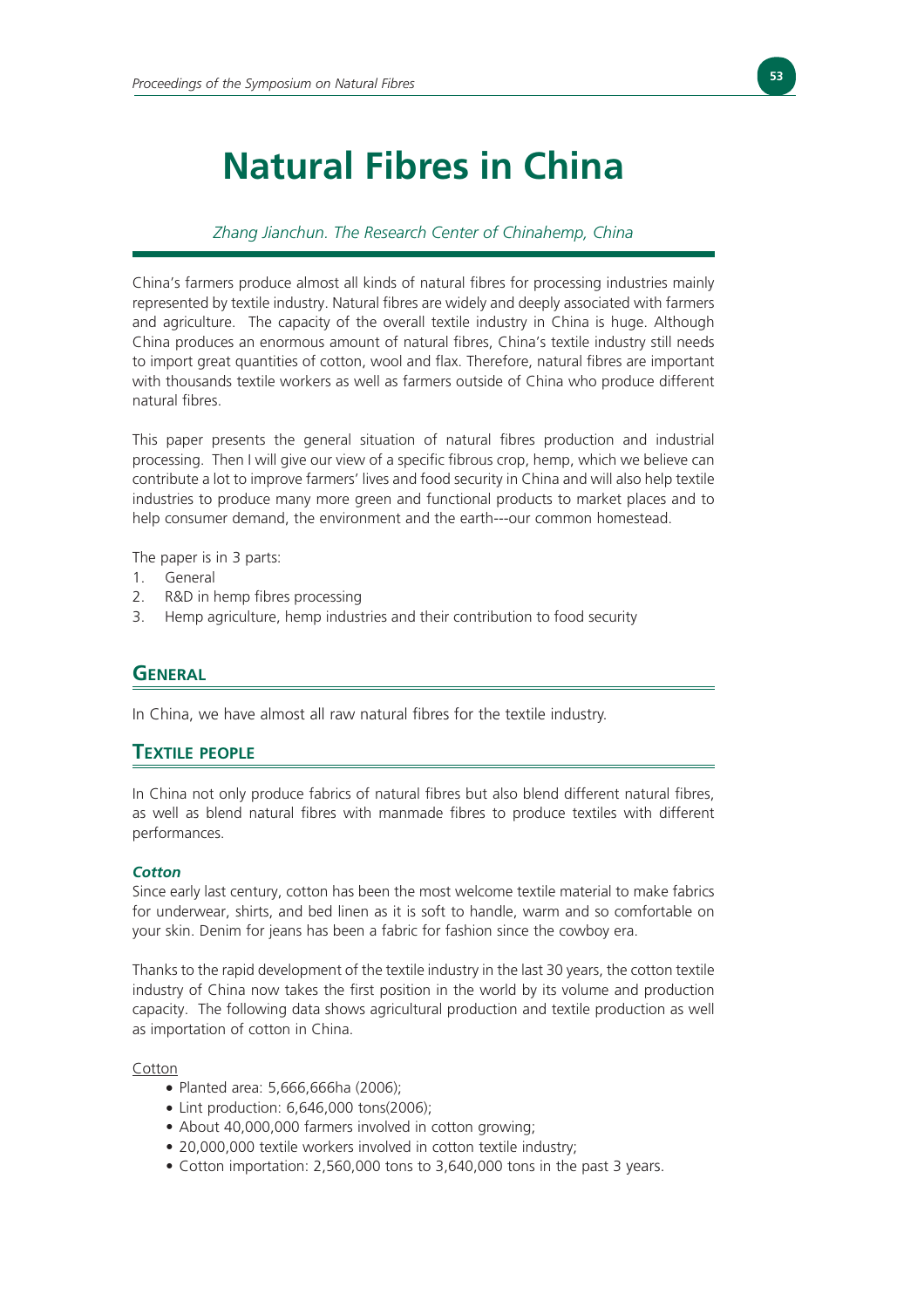# Natural Fibres in China

*Zhang Jianchun. The Research Center of Chinahemp, China*

China's farmers produce almost all kinds of natural fibres for processing industries mainly represented by textile industry. Natural fibres are widely and deeply associated with farmers and agriculture. The capacity of the overall textile industry in China is huge. Although China produces an enormous amount of natural fibres, China's textile industry still needs to import great quantities of cotton, wool and flax. Therefore, natural fibres are important with thousands textile workers as well as farmers outside of China who produce different natural fibres.

This paper presents the general situation of natural fibres production and industrial processing. Then I will give our view of a specific fibrous crop, hemp, which we believe can contribute a lot to improve farmers' lives and food security in China and will also help textile industries to produce many more green and functional products to market places and to help consumer demand, the environment and the earth---our common homestead.

The paper is in 3 parts:

1. General
2. R&D in hemp fibres processing
3. Hemp agriculture, hemp industries and their contribution to food security

## General

In China, we have almost all raw natural fibres for the textile industry.

## Textile people

In China not only produce fabrics of natural fibres but also blend different natural fibres, as well as blend natural fibres with manmade fibres to produce textiles with different performances.

#### *Cotton*

Since early last century, cotton has been the most welcome textile material to make fabrics for underwear, shirts, and bed linen as it is soft to handle, warm and so comfortable on your skin. Denim for jeans has been a fabric for fashion since the cowboy era.

Thanks to the rapid development of the textile industry in the last 30 years, the cotton textile industry of China now takes the first position in the world by its volume and production capacity. The following data shows agricultural production and textile production as well as importation of cotton in China.

<u>Cotton</u>

- Planted area: 5,666,666ha (2006);
- Lint production: 6,646,000 tons(2006);
- About 40,000,000 farmers involved in cotton growing;
- 20,000,000 textile workers involved in cotton textile industry;
- Cotton importation: 2,560,000 tons to 3,640,000 tons in the past 3 years.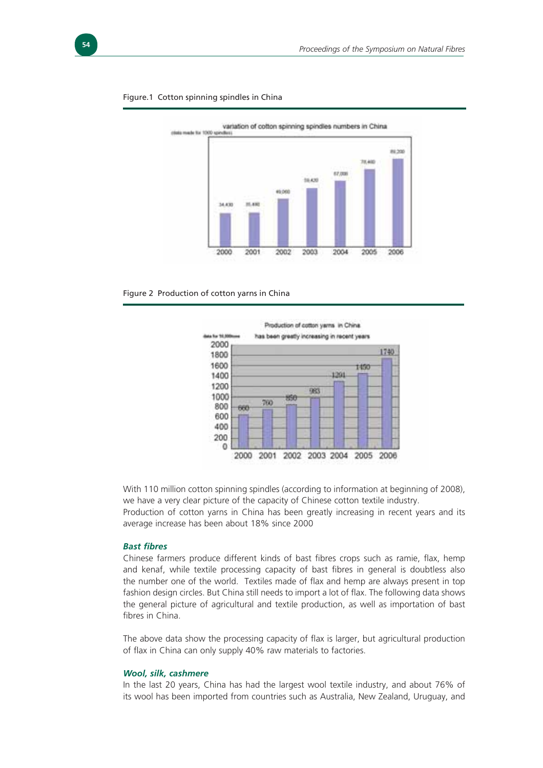Figure.1 Cotton spinning spindles in China

Figure 2 Production of cotton yarns in China

With 110 million cotton spinning spindles (according to information at beginning of 2008), we have a very clear picture of the capacity of Chinese cotton textile industry.
Production of cotton yarns in China has been greatly increasing in recent years and its average increase has been about 18% since 2000

### *Bast fibres*

Chinese farmers produce different kinds of bast fibres crops such as ramie, flax, hemp and kenaf, while textile processing capacity of bast fibres in general is doubtless also the number one of the world. Textiles made of flax and hemp are always present in top fashion design circles. But China still needs to import a lot of flax. The following data shows the general picture of agricultural and textile production, as well as importation of bast fibres in China.

The above data show the processing capacity of flax is larger, but agricultural production of flax in China can only supply 40% raw materials to factories.

### *Wool, silk, cashmere*

In the last 20 years, China has had the largest wool textile industry, and about 76% of its wool has been imported from countries such as Australia, New Zealand, Uruguay, and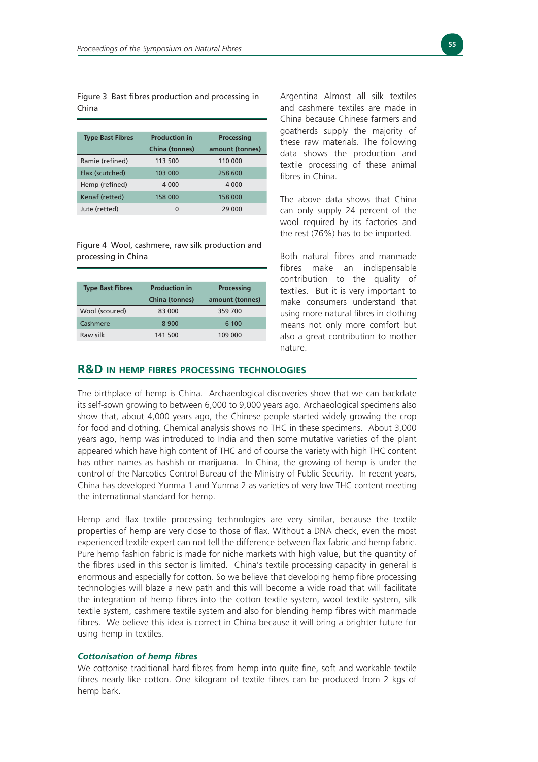Figure 3 Bast fibres production and processing in China

| Type Bast Fibres | Production in China (tonnes) | Processing amount (tonnes) |
|---|---|---|
| Ramie (refined) | 113 500 | 110 000 |
| Flax (scutched) | 103 000 | 258 600 |
| Hemp (refined) | 4 000 | 4 000 |
| Kenaf (retted) | 158 000 | 158 000 |
| Jute (retted) | 0 | 29 000 |

Figure 4 Wool, cashmere, raw silk production and processing in China

| Type Bast Fibres | Production in China (tonnes) | Processing amount (tonnes) |
|---|---|---|
| Wool (scoured) | 83 000 | 359 700 |
| Cashmere | 8 900 | 6 100 |
| Raw silk | 141 500 | 109 000 |

Argentina Almost all silk textiles and cashmere textiles are made in China because Chinese farmers and goatherds supply the majority of these raw materials. The following data shows the production and textile processing of these animal fibres in China.

The above data shows that China can only supply 24 percent of the wool required by its factories and the rest (76%) has to be imported.

Both natural fibres and manmade fibres make an indispensable contribution to the quality of textiles. But it is very important to make consumers understand that using more natural fibres in clothing means not only more comfort but also a great contribution to mother nature.

## R&D IN HEMP FIBRES PROCESSING TECHNOLOGIES

The birthplace of hemp is China. Archaeological discoveries show that we can backdate its self-sown growing to between 6,000 to 9,000 years ago. Archaeological specimens also show that, about 4,000 years ago, the Chinese people started widely growing the crop for food and clothing. Chemical analysis shows no THC in these specimens. About 3,000 years ago, hemp was introduced to India and then some mutative varieties of the plant appeared which have high content of THC and of course the variety with high THC content has other names as hashish or marijuana. In China, the growing of hemp is under the control of the Narcotics Control Bureau of the Ministry of Public Security. In recent years, China has developed Yunma 1 and Yunma 2 as varieties of very low THC content meeting the international standard for hemp.

Hemp and flax textile processing technologies are very similar, because the textile properties of hemp are very close to those of flax. Without a DNA check, even the most experienced textile expert can not tell the difference between flax fabric and hemp fabric. Pure hemp fashion fabric is made for niche markets with high value, but the quantity of the fibres used in this sector is limited. China's textile processing capacity in general is enormous and especially for cotton. So we believe that developing hemp fibre processing technologies will blaze a new path and this will become a wide road that will facilitate the integration of hemp fibres into the cotton textile system, wool textile system, silk textile system, cashmere textile system and also for blending hemp fibres with manmade fibres. We believe this idea is correct in China because it will bring a brighter future for using hemp in textiles.

### *Cottonisation of hemp fibres*

We cottonise traditional hard fibres from hemp into quite fine, soft and workable textile fibres nearly like cotton. One kilogram of textile fibres can be produced from 2 kgs of hemp bark.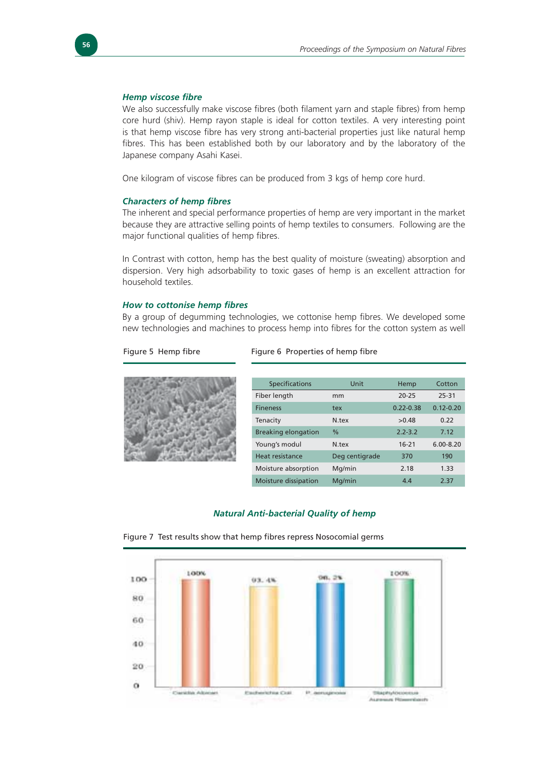### *Hemp viscose fibre*

We also successfully make viscose fibres (both filament yarn and staple fibres) from hemp core hurd (shiv). Hemp rayon staple is ideal for cotton textiles. A very interesting point is that hemp viscose fibre has very strong anti-bacterial properties just like natural hemp fibres. This has been established both by our laboratory and by the laboratory of the Japanese company Asahi Kasei.

One kilogram of viscose fibres can be produced from 3 kgs of hemp core hurd.

### *Characters of hemp fibres*

The inherent and special performance properties of hemp are very important in the market because they are attractive selling points of hemp textiles to consumers. Following are the major functional qualities of hemp fibres.

In Contrast with cotton, hemp has the best quality of moisture (sweating) absorption and dispersion. Very high adsorbability to toxic gases of hemp is an excellent attraction for household textiles.

### *How to cottonise hemp fibres*

By a group of degumming technologies, we cottonise hemp fibres. We developed some new technologies and machines to process hemp into fibres for the cotton system as well

Figure 5 Hemp fibre

Figure 6 Properties of hemp fibre

| Specifications | Unit | Hemp | Cotton |
|---|---|---|---|
| Fiber length | mm | 20-25 | 25-31 |
| Fineness | tex | 0.22-0.38 | 0.12-0.20 |
| Tenacity | N.tex | >0.48 | 0.22 |
| Breaking elongation | % | 2.2-3.2 | 7.12 |
| Young's modul | N.tex | 16-21 | 6.00-8.20 |
| Heat resistance | Deg centigrade | 370 | 190 |
| Moisture absorption | Mg/min | 2.18 | 1.33 |
| Moisture dissipation | Mg/min | 4.4 | 2.37 |

### *Natural Anti-bacterial Quality of hemp*

Figure 7 Test results show that hemp fibres repress Nosocomial germs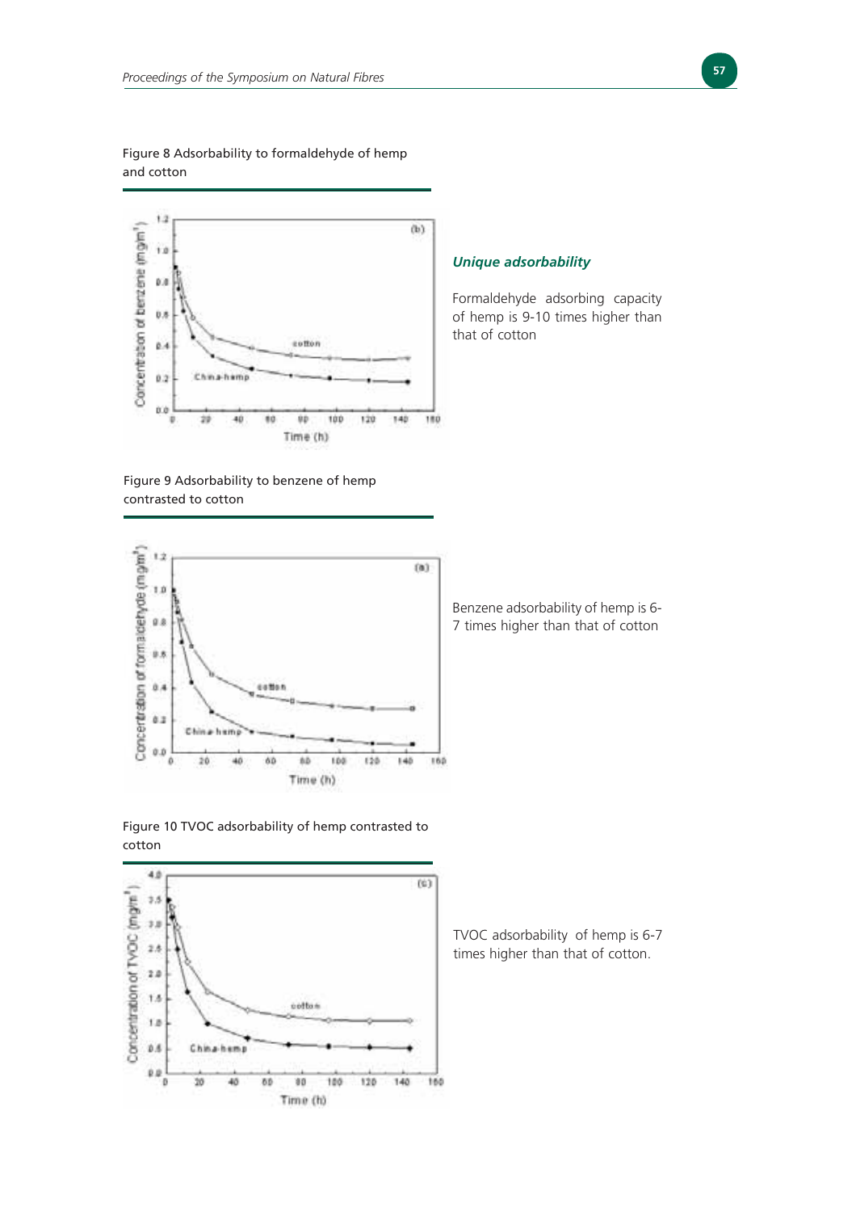Figure 8 Adsorbability to formaldehyde of hemp and cotton

### *Unique adsorbability*

Formaldehyde adsorbing capacity of hemp is 9-10 times higher than that of cotton

Figure 9 Adsorbability to benzene of hemp contrasted to cotton

Benzene adsorbability of hemp is 6-7 times higher than that of cotton

Figure 10 TVOC adsorbability of hemp contrasted to cotton

TVOC adsorbability of hemp is 6-7 times higher than that of cotton.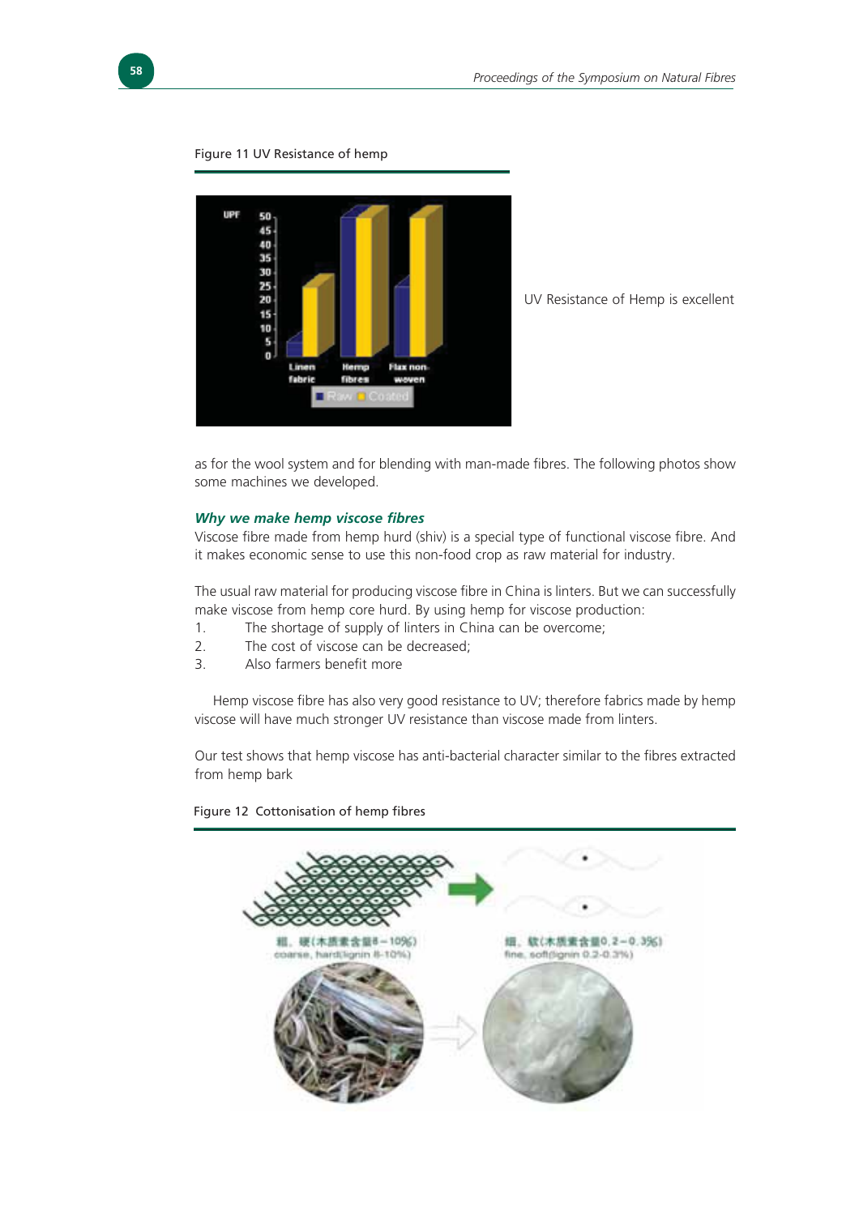Figure 11 UV Resistance of hemp

UV Resistance of Hemp is excellent

as for the wool system and for blending with man-made fibres. The following photos show some machines we developed.

### *Why we make hemp viscose fibres*

Viscose fibre made from hemp hurd (shiv) is a special type of functional viscose fibre. And it makes economic sense to use this non-food crop as raw material for industry.

The usual raw material for producing viscose fibre in China is linters. But we can successfully make viscose from hemp core hurd. By using hemp for viscose production:

1. The shortage of supply of linters in China can be overcome;
2. The cost of viscose can be decreased;
3. Also farmers benefit more

Hemp viscose fibre has also very good resistance to UV; therefore fabrics made by hemp viscose will have much stronger UV resistance than viscose made from linters.

Our test shows that hemp viscose has anti-bacterial character similar to the fibres extracted from hemp bark

Figure 12 Cottonisation of hemp fibres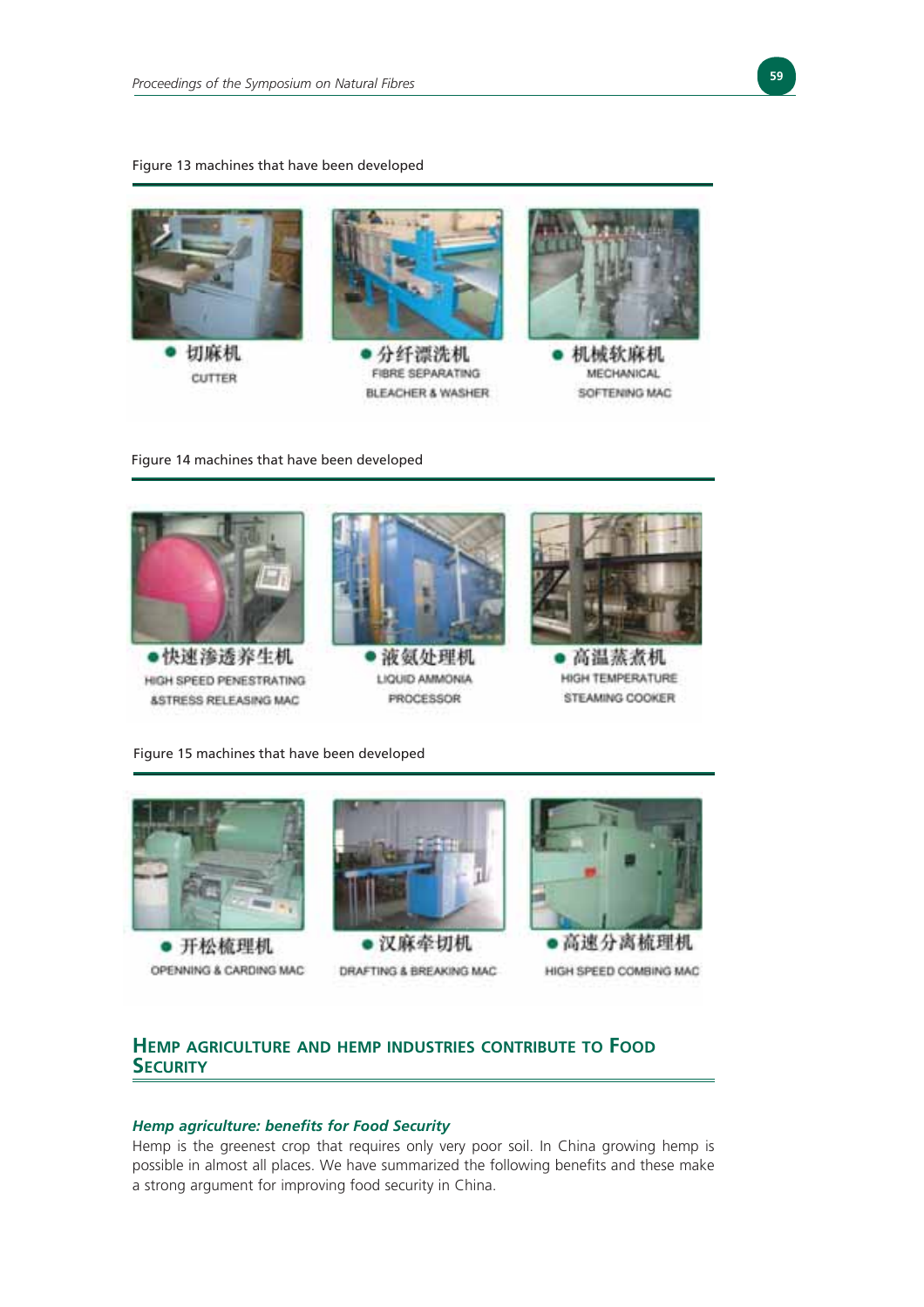Figure 13 machines that have been developed

- 切麻机
  CUTTER
- 分纤漂洗机
  FIBRE SEPARATING BLEACHER & WASHER
- 机械软麻机
  MECHANICAL SOFTENING MAC

Figure 14 machines that have been developed

- 快速渗透养生机
  HIGH SPEED PENESTRATING &STRESS RELEASING MAC
- 液氨处理机
  LIQUID AMMONIA PROCESSOR
- 高温蒸煮机
  HIGH TEMPERATURE STEAMING COOKER

Figure 15 machines that have been developed

- 开松梳理机
  OPENNING & CARDING MAC
- 汉麻牵切机
  DRAFTING & BREAKING MAC
- 高速分离梳理机
  HIGH SPEED COMBING MAC

## Hemp agriculture and hemp industries contribute to Food Security

### *Hemp agriculture: benefits for Food Security*

Hemp is the greenest crop that requires only very poor soil. In China growing hemp is possible in almost all places. We have summarized the following benefits and these make a strong argument for improving food security in China.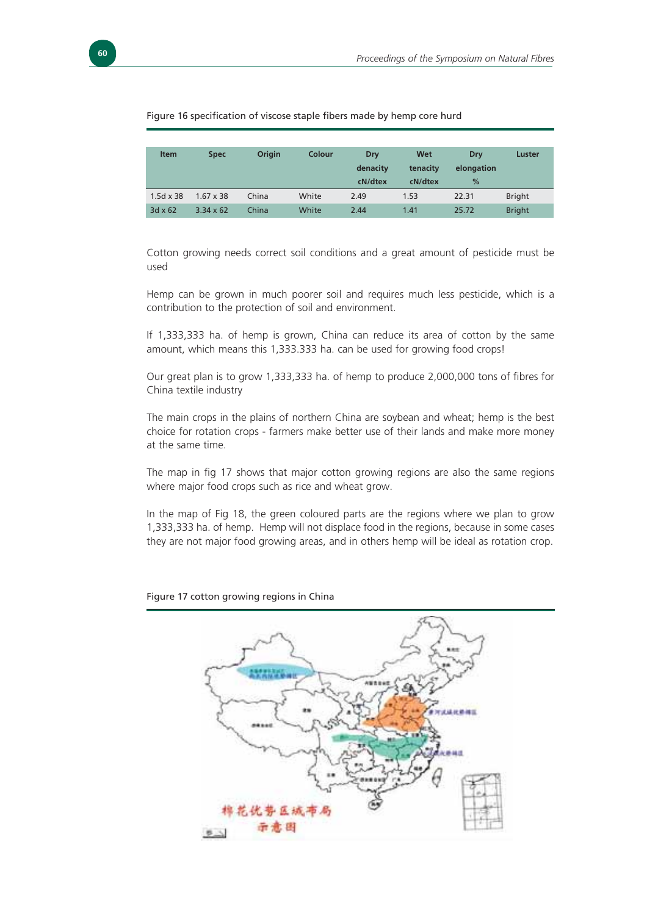Figure 16 specification of viscose staple fibers made by hemp core hurd

| Item | Spec | Origin | Colour | Dry denacity cN/dtex | Wet tenacity cN/dtex | Dry elongation % | Luster |
|---|---|---|---|---|---|---|---|
| 1.5d x 38 | 1.67 x 38 | China | White | 2.49 | 1.53 | 22.31 | Bright |
| 3d x 62 | 3.34 x 62 | China | White | 2.44 | 1.41 | 25.72 | Bright |

Cotton growing needs correct soil conditions and a great amount of pesticide must be used

Hemp can be grown in much poorer soil and requires much less pesticide, which is a contribution to the protection of soil and environment.

If 1,333,333 ha. of hemp is grown, China can reduce its area of cotton by the same amount, which means this 1,333.333 ha. can be used for growing food crops!

Our great plan is to grow 1,333,333 ha. of hemp to produce 2,000,000 tons of fibres for China textile industry

The main crops in the plains of northern China are soybean and wheat; hemp is the best choice for rotation crops - farmers make better use of their lands and make more money at the same time.

The map in fig 17 shows that major cotton growing regions are also the same regions where major food crops such as rice and wheat grow.

In the map of Fig 18, the green coloured parts are the regions where we plan to grow 1,333,333 ha. of hemp. Hemp will not displace food in the regions, because in some cases they are not major food growing areas, and in others hemp will be ideal as rotation crop.

Figure 17 cotton growing regions in China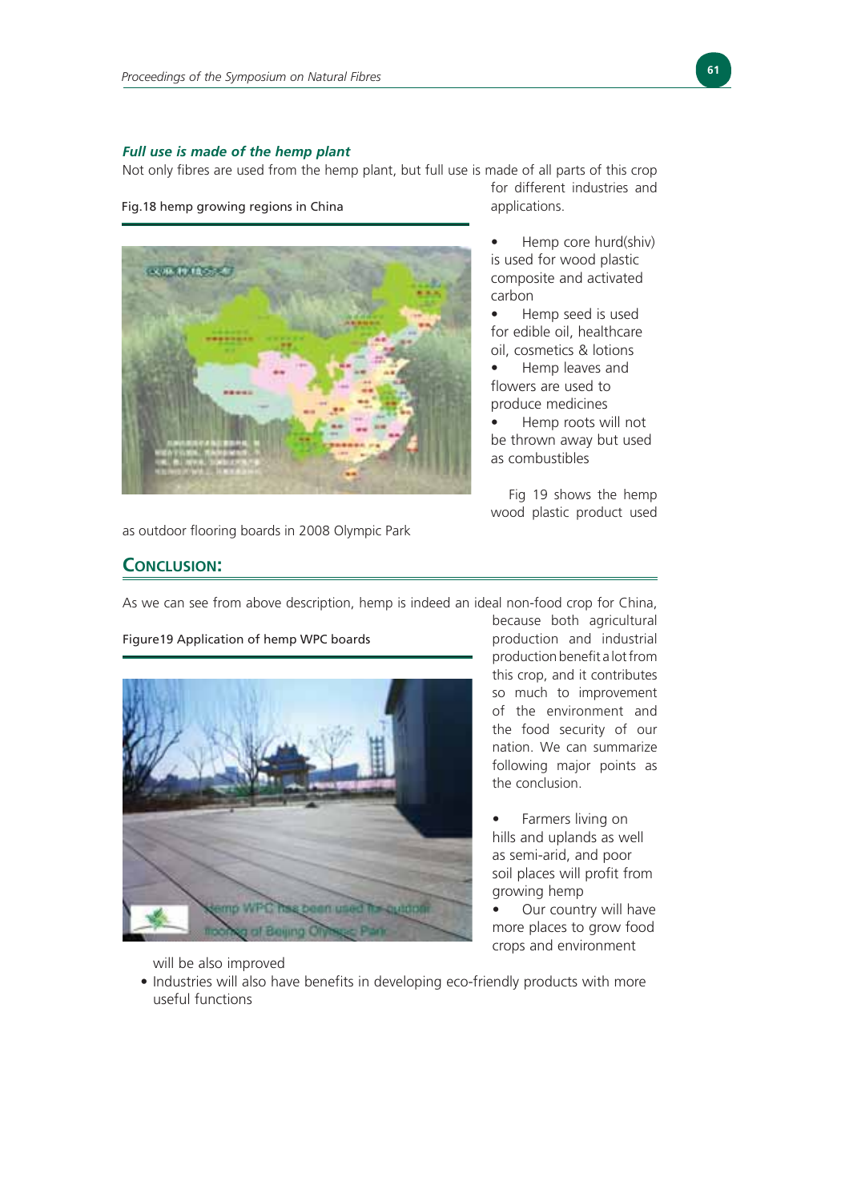### *Full use is made of the hemp plant*

Not only fibres are used from the hemp plant, but full use is made of all parts of this crop for different industries and applications.

Fig.18 hemp growing regions in China

- Hemp core hurd(shiv) is used for wood plastic composite and activated carbon
- Hemp seed is used for edible oil, healthcare oil, cosmetics & lotions
- Hemp leaves and flowers are used to produce medicines
- Hemp roots will not be thrown away but used as combustibles

Fig 19 shows the hemp wood plastic product used as outdoor flooring boards in 2008 Olympic Park

## CONCLUSION:

As we can see from above description, hemp is indeed an ideal non-food crop for China, because both agricultural production and industrial production benefit a lot from this crop, and it contributes so much to improvement of the environment and the food security of our nation. We can summarize following major points as the conclusion.

Figure19 Application of hemp WPC boards

- Farmers living on hills and uplands as well as semi-arid, and poor soil places will profit from growing hemp
- Our country will have more places to grow food crops and environment will be also improved
- Industries will also have benefits in developing eco-friendly products with more useful functions